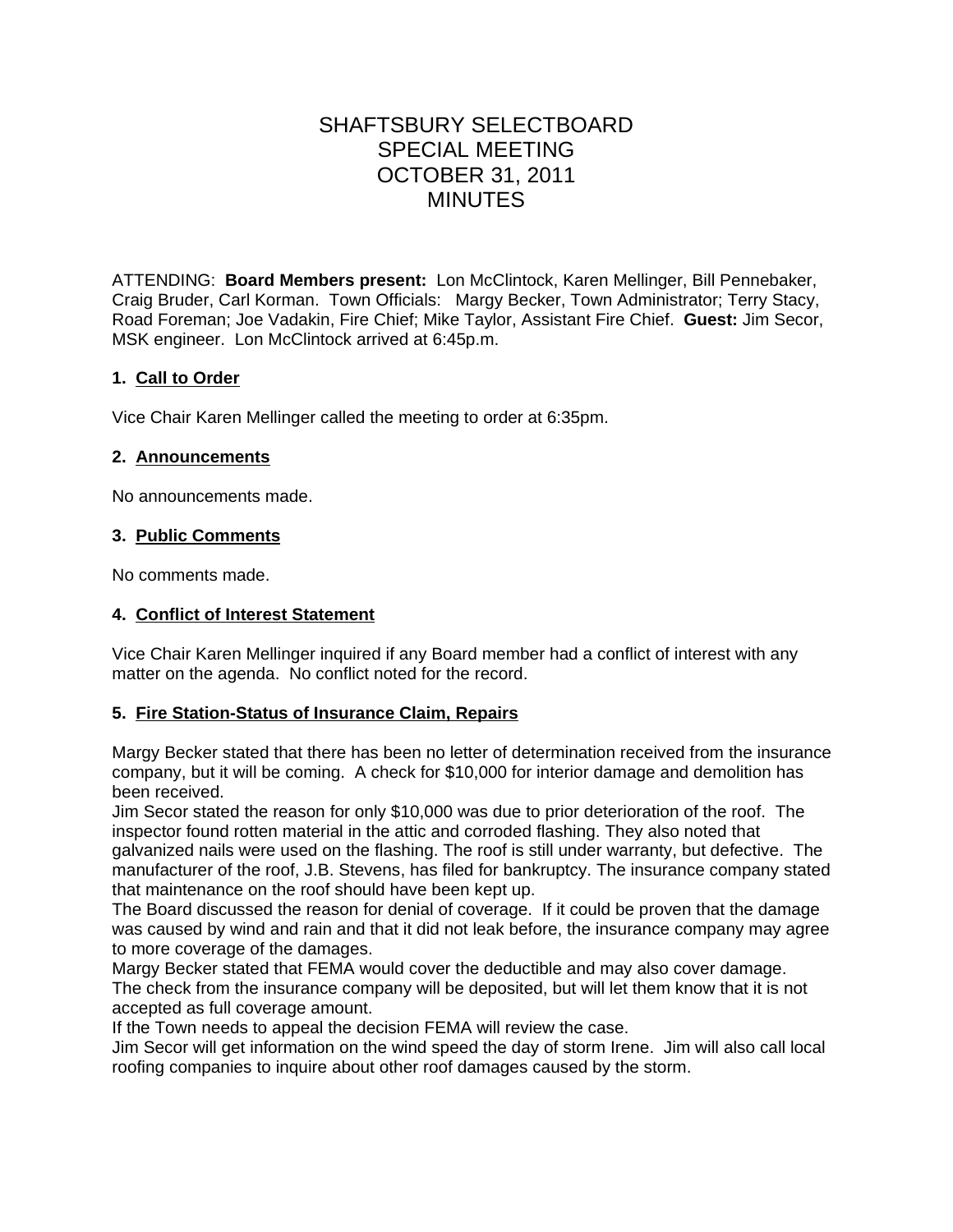# SHAFTSBURY SELECTBOARD
# SPECIAL MEETING
# OCTOBER 31, 2011
# MINUTES

ATTENDING: **Board Members present:** Lon McClintock, Karen Mellinger, Bill Pennebaker, Craig Bruder, Carl Korman. Town Officials: Margy Becker, Town Administrator; Terry Stacy, Road Foreman; Joe Vadakin, Fire Chief; Mike Taylor, Assistant Fire Chief. **Guest:** Jim Secor, MSK engineer. Lon McClintock arrived at 6:45p.m.

**1. Call to Order**

Vice Chair Karen Mellinger called the meeting to order at 6:35pm.

**2. Announcements**

No announcements made.

**3. Public Comments**

No comments made.

**4. Conflict of Interest Statement**

Vice Chair Karen Mellinger inquired if any Board member had a conflict of interest with any matter on the agenda. No conflict noted for the record.

**5. Fire Station-Status of Insurance Claim, Repairs**

Margy Becker stated that there has been no letter of determination received from the insurance company, but it will be coming. A check for $10,000 for interior damage and demolition has been received.

Jim Secor stated the reason for only $10,000 was due to prior deterioration of the roof. The inspector found rotten material in the attic and corroded flashing. They also noted that galvanized nails were used on the flashing. The roof is still under warranty, but defective. The manufacturer of the roof, J.B. Stevens, has filed for bankruptcy. The insurance company stated that maintenance on the roof should have been kept up.

The Board discussed the reason for denial of coverage. If it could be proven that the damage was caused by wind and rain and that it did not leak before, the insurance company may agree to more coverage of the damages.

Margy Becker stated that FEMA would cover the deductible and may also cover damage.

The check from the insurance company will be deposited, but will let them know that it is not accepted as full coverage amount.

If the Town needs to appeal the decision FEMA will review the case.

Jim Secor will get information on the wind speed the day of storm Irene. Jim will also call local roofing companies to inquire about other roof damages caused by the storm.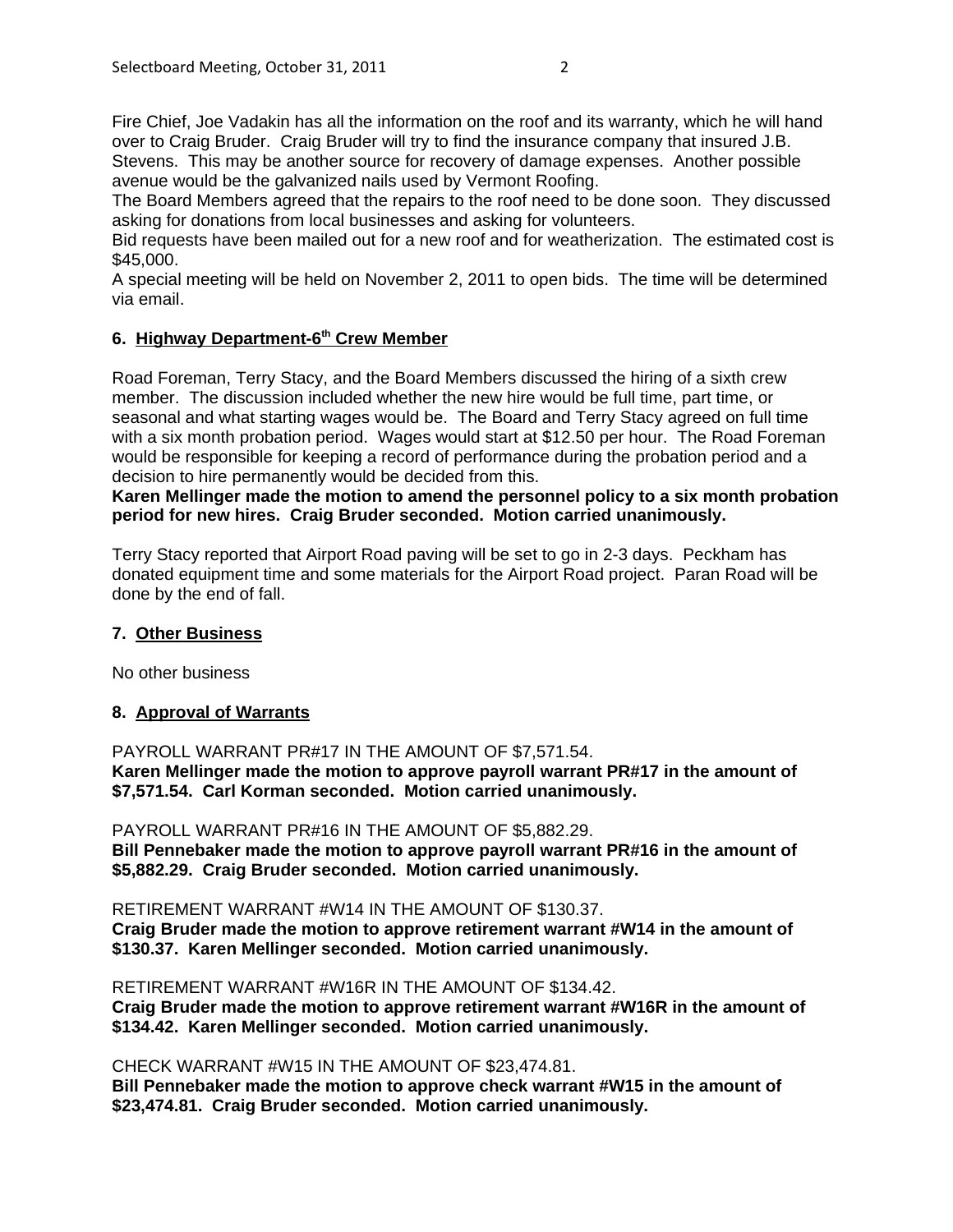Fire Chief, Joe Vadakin has all the information on the roof and its warranty, which he will hand over to Craig Bruder. Craig Bruder will try to find the insurance company that insured J.B. Stevens. This may be another source for recovery of damage expenses. Another possible avenue would be the galvanized nails used by Vermont Roofing.
The Board Members agreed that the repairs to the roof need to be done soon. They discussed asking for donations from local businesses and asking for volunteers.
Bid requests have been mailed out for a new roof and for weatherization. The estimated cost is $45,000.
A special meeting will be held on November 2, 2011 to open bids. The time will be determined via email.

### 6. Highway Department-6th Crew Member

Road Foreman, Terry Stacy, and the Board Members discussed the hiring of a sixth crew member. The discussion included whether the new hire would be full time, part time, or seasonal and what starting wages would be. The Board and Terry Stacy agreed on full time with a six month probation period. Wages would start at $12.50 per hour. The Road Foreman would be responsible for keeping a record of performance during the probation period and a decision to hire permanently would be decided from this.
**Karen Mellinger made the motion to amend the personnel policy to a six month probation period for new hires. Craig Bruder seconded. Motion carried unanimously.**

Terry Stacy reported that Airport Road paving will be set to go in 2-3 days. Peckham has donated equipment time and some materials for the Airport Road project. Paran Road will be done by the end of fall.

### 7. Other Business

No other business

### 8. Approval of Warrants

PAYROLL WARRANT PR#17 IN THE AMOUNT OF $7,571.54.
**Karen Mellinger made the motion to approve payroll warrant PR#17 in the amount of $7,571.54. Carl Korman seconded. Motion carried unanimously.**

PAYROLL WARRANT PR#16 IN THE AMOUNT OF $5,882.29.
**Bill Pennebaker made the motion to approve payroll warrant PR#16 in the amount of $5,882.29. Craig Bruder seconded. Motion carried unanimously.**

RETIREMENT WARRANT #W14 IN THE AMOUNT OF $130.37.
**Craig Bruder made the motion to approve retirement warrant #W14 in the amount of $130.37. Karen Mellinger seconded. Motion carried unanimously.**

RETIREMENT WARRANT #W16R IN THE AMOUNT OF $134.42.
**Craig Bruder made the motion to approve retirement warrant #W16R in the amount of $134.42. Karen Mellinger seconded. Motion carried unanimously.**

CHECK WARRANT #W15 IN THE AMOUNT OF $23,474.81.
**Bill Pennebaker made the motion to approve check warrant #W15 in the amount of $23,474.81. Craig Bruder seconded. Motion carried unanimously.**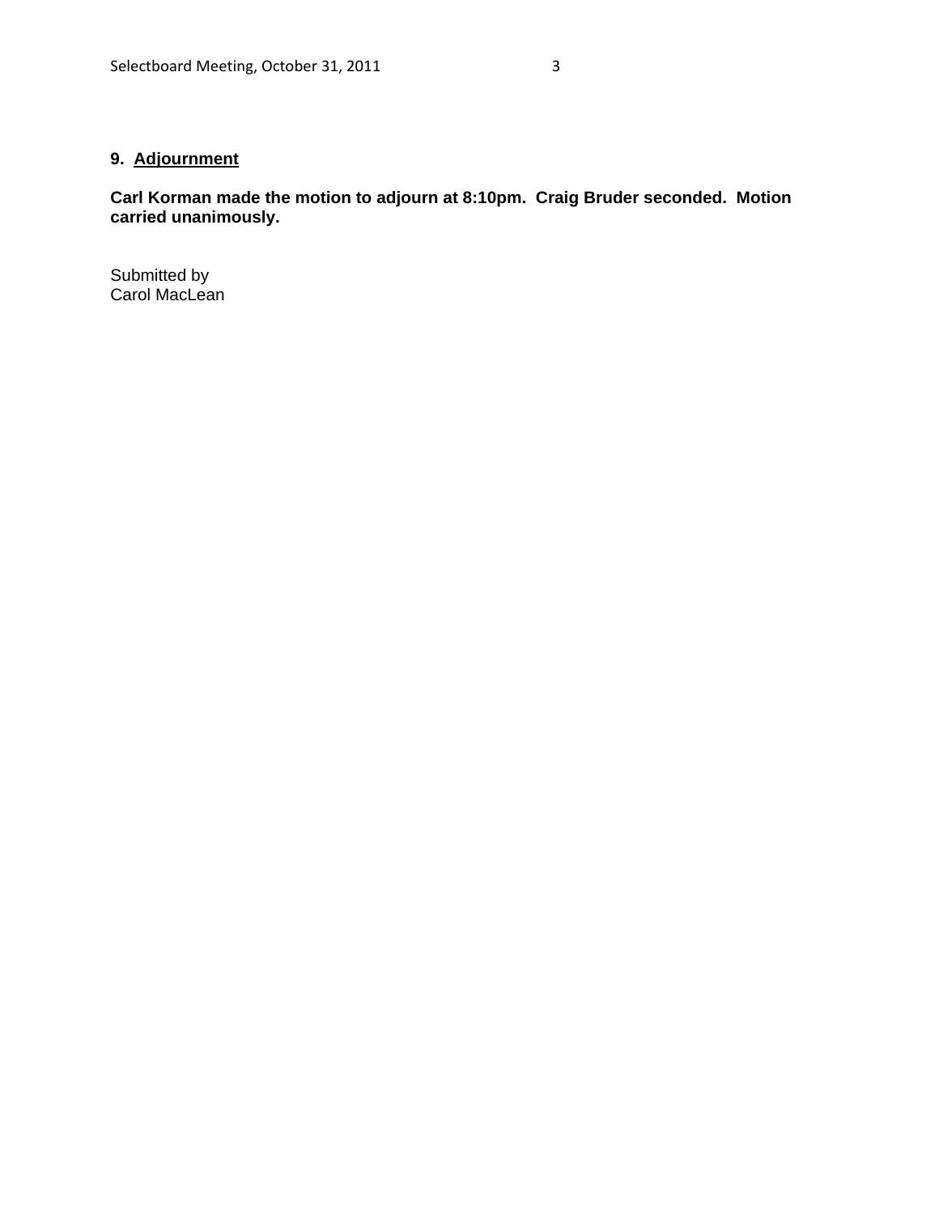## 9. <u>Adjournment</u>

**Carl Korman made the motion to adjourn at 8:10pm. Craig Bruder seconded. Motion carried unanimously.**

Submitted by
Carol MacLean